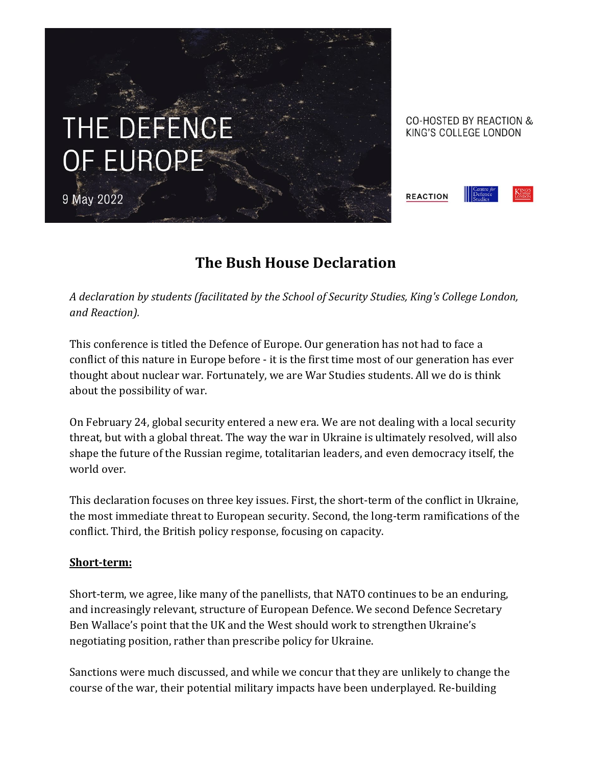THE DEFENCE OF EUROPE

9 May 2022

CO-HOSTED BY REACTION & KING'S COLLEGE LONDON

REACTION | Centre for Defence Studies | King's College London

# The Bush House Declaration

*A declaration by students (facilitated by the School of Security Studies, King's College London, and Reaction).*

This conference is titled the Defence of Europe. Our generation has not had to face a conflict of this nature in Europe before - it is the first time most of our generation has ever thought about nuclear war. Fortunately, we are War Studies students. All we do is think about the possibility of war.

On February 24, global security entered a new era. We are not dealing with a local security threat, but with a global threat. The way the war in Ukraine is ultimately resolved, will also shape the future of the Russian regime, totalitarian leaders, and even democracy itself, the world over.

This declaration focuses on three key issues. First, the short-term of the conflict in Ukraine, the most immediate threat to European security. Second, the long-term ramifications of the conflict. Third, the British policy response, focusing on capacity.

**Short-term:**

Short-term, we agree, like many of the panellists, that NATO continues to be an enduring, and increasingly relevant, structure of European Defence. We second Defence Secretary Ben Wallace's point that the UK and the West should work to strengthen Ukraine's negotiating position, rather than prescribe policy for Ukraine.

Sanctions were much discussed, and while we concur that they are unlikely to change the course of the war, their potential military impacts have been underplayed. Re-building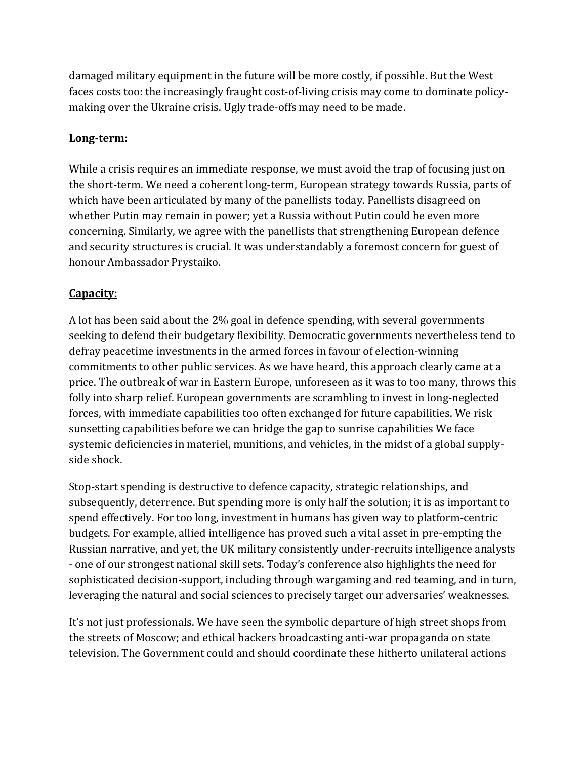damaged military equipment in the future will be more costly, if possible. But the West faces costs too: the increasingly fraught cost-of-living crisis may come to dominate policy-making over the Ukraine crisis. Ugly trade-offs may need to be made.

**Long-term:**

While a crisis requires an immediate response, we must avoid the trap of focusing just on the short-term. We need a coherent long-term, European strategy towards Russia, parts of which have been articulated by many of the panellists today. Panellists disagreed on whether Putin may remain in power; yet a Russia without Putin could be even more concerning. Similarly, we agree with the panellists that strengthening European defence and security structures is crucial. It was understandably a foremost concern for guest of honour Ambassador Prystaiko.

**Capacity:**

A lot has been said about the 2% goal in defence spending, with several governments seeking to defend their budgetary flexibility. Democratic governments nevertheless tend to defray peacetime investments in the armed forces in favour of election-winning commitments to other public services. As we have heard, this approach clearly came at a price. The outbreak of war in Eastern Europe, unforeseen as it was to too many, throws this folly into sharp relief. European governments are scrambling to invest in long-neglected forces, with immediate capabilities too often exchanged for future capabilities. We risk sunsetting capabilities before we can bridge the gap to sunrise capabilities We face systemic deficiencies in materiel, munitions, and vehicles, in the midst of a global supply-side shock.

Stop-start spending is destructive to defence capacity, strategic relationships, and subsequently, deterrence. But spending more is only half the solution; it is as important to spend effectively. For too long, investment in humans has given way to platform-centric budgets. For example, allied intelligence has proved such a vital asset in pre-empting the Russian narrative, and yet, the UK military consistently under-recruits intelligence analysts - one of our strongest national skill sets. Today's conference also highlights the need for sophisticated decision-support, including through wargaming and red teaming, and in turn, leveraging the natural and social sciences to precisely target our adversaries' weaknesses.

It's not just professionals. We have seen the symbolic departure of high street shops from the streets of Moscow; and ethical hackers broadcasting anti-war propaganda on state television. The Government could and should coordinate these hitherto unilateral actions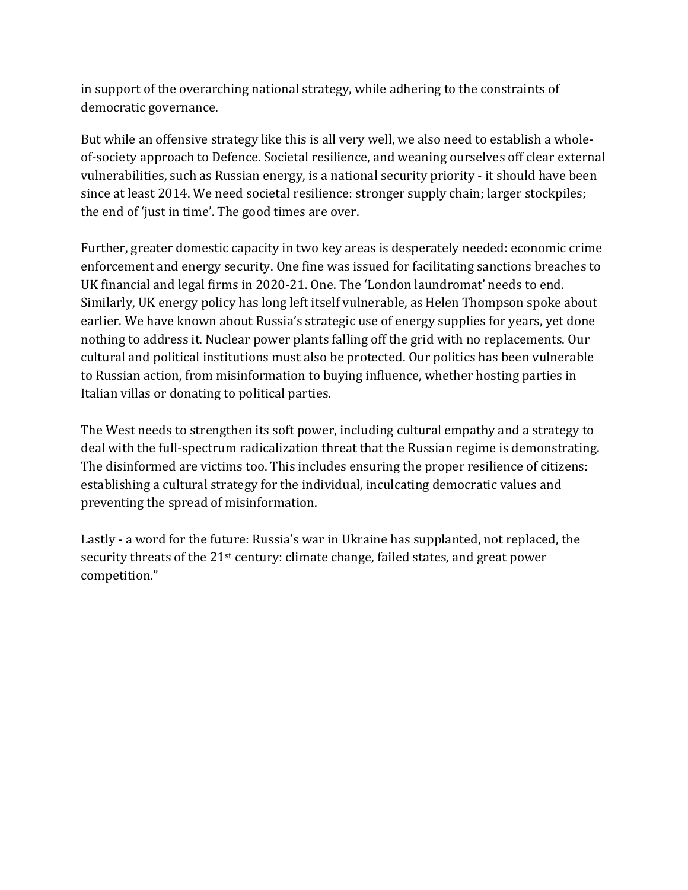in support of the overarching national strategy, while adhering to the constraints of democratic governance.

But while an offensive strategy like this is all very well, we also need to establish a whole-of-society approach to Defence. Societal resilience, and weaning ourselves off clear external vulnerabilities, such as Russian energy, is a national security priority - it should have been since at least 2014. We need societal resilience: stronger supply chain; larger stockpiles; the end of 'just in time'. The good times are over.

Further, greater domestic capacity in two key areas is desperately needed: economic crime enforcement and energy security. One fine was issued for facilitating sanctions breaches to UK financial and legal firms in 2020-21. One. The 'London laundromat' needs to end. Similarly, UK energy policy has long left itself vulnerable, as Helen Thompson spoke about earlier. We have known about Russia's strategic use of energy supplies for years, yet done nothing to address it. Nuclear power plants falling off the grid with no replacements. Our cultural and political institutions must also be protected. Our politics has been vulnerable to Russian action, from misinformation to buying influence, whether hosting parties in Italian villas or donating to political parties.

The West needs to strengthen its soft power, including cultural empathy and a strategy to deal with the full-spectrum radicalization threat that the Russian regime is demonstrating. The disinformed are victims too. This includes ensuring the proper resilience of citizens: establishing a cultural strategy for the individual, inculcating democratic values and preventing the spread of misinformation.

Lastly - a word for the future: Russia's war in Ukraine has supplanted, not replaced, the security threats of the 21st century: climate change, failed states, and great power competition."